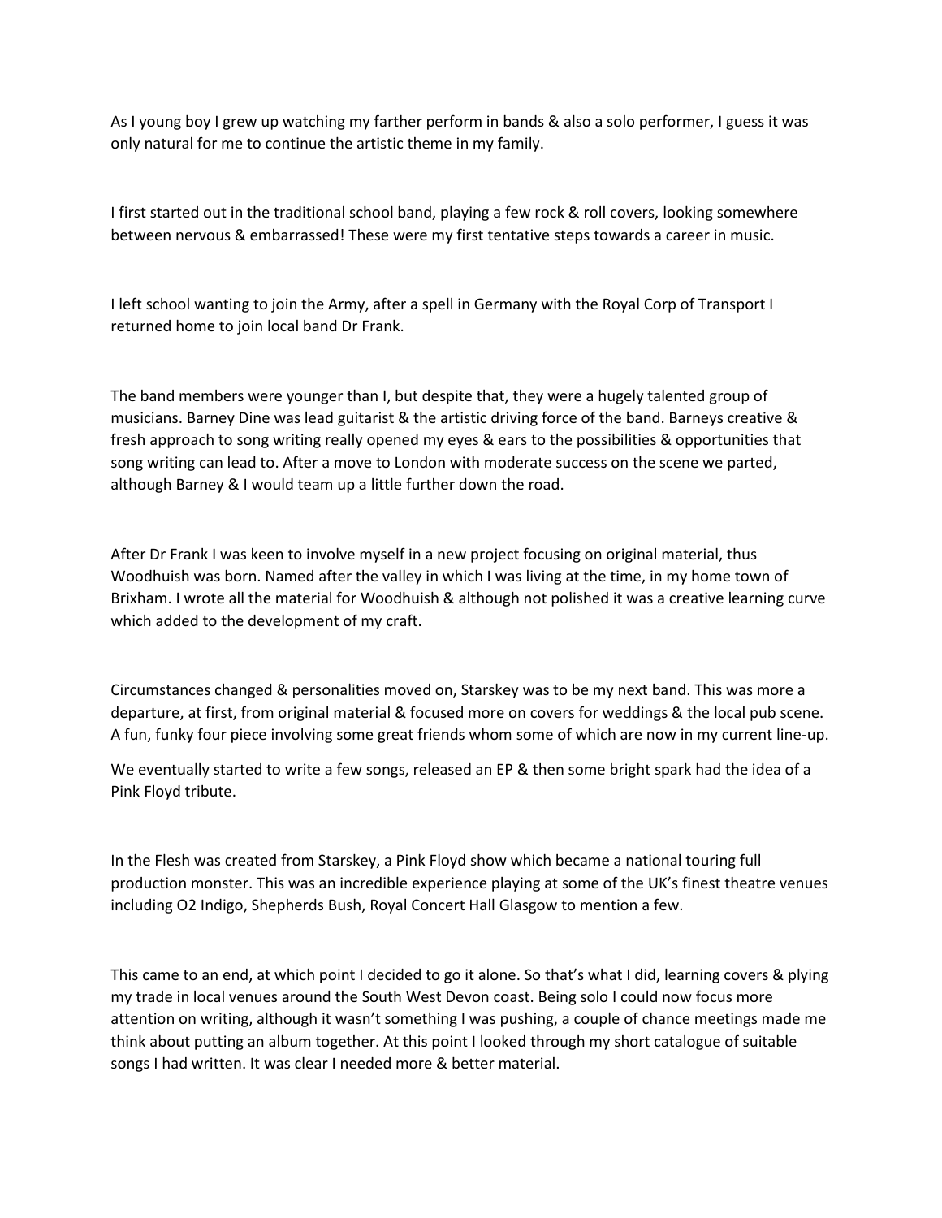As I young boy I grew up watching my farther perform in bands & also a solo performer, I guess it was only natural for me to continue the artistic theme in my family.

I first started out in the traditional school band, playing a few rock & roll covers, looking somewhere between nervous & embarrassed! These were my first tentative steps towards a career in music.

I left school wanting to join the Army, after a spell in Germany with the Royal Corp of Transport I returned home to join local band Dr Frank.

The band members were younger than I, but despite that, they were a hugely talented group of musicians. Barney Dine was lead guitarist & the artistic driving force of the band. Barneys creative & fresh approach to song writing really opened my eyes & ears to the possibilities & opportunities that song writing can lead to. After a move to London with moderate success on the scene we parted, although Barney & I would team up a little further down the road.

After Dr Frank I was keen to involve myself in a new project focusing on original material, thus Woodhuish was born. Named after the valley in which I was living at the time, in my home town of Brixham. I wrote all the material for Woodhuish & although not polished it was a creative learning curve which added to the development of my craft.

Circumstances changed & personalities moved on, Starskey was to be my next band. This was more a departure, at first, from original material & focused more on covers for weddings & the local pub scene. A fun, funky four piece involving some great friends whom some of which are now in my current line-up.

We eventually started to write a few songs, released an EP & then some bright spark had the idea of a Pink Floyd tribute.

In the Flesh was created from Starskey, a Pink Floyd show which became a national touring full production monster. This was an incredible experience playing at some of the UK's finest theatre venues including O2 Indigo, Shepherds Bush, Royal Concert Hall Glasgow to mention a few.

This came to an end, at which point I decided to go it alone. So that's what I did, learning covers & plying my trade in local venues around the South West Devon coast. Being solo I could now focus more attention on writing, although it wasn't something I was pushing, a couple of chance meetings made me think about putting an album together. At this point I looked through my short catalogue of suitable songs I had written. It was clear I needed more & better material.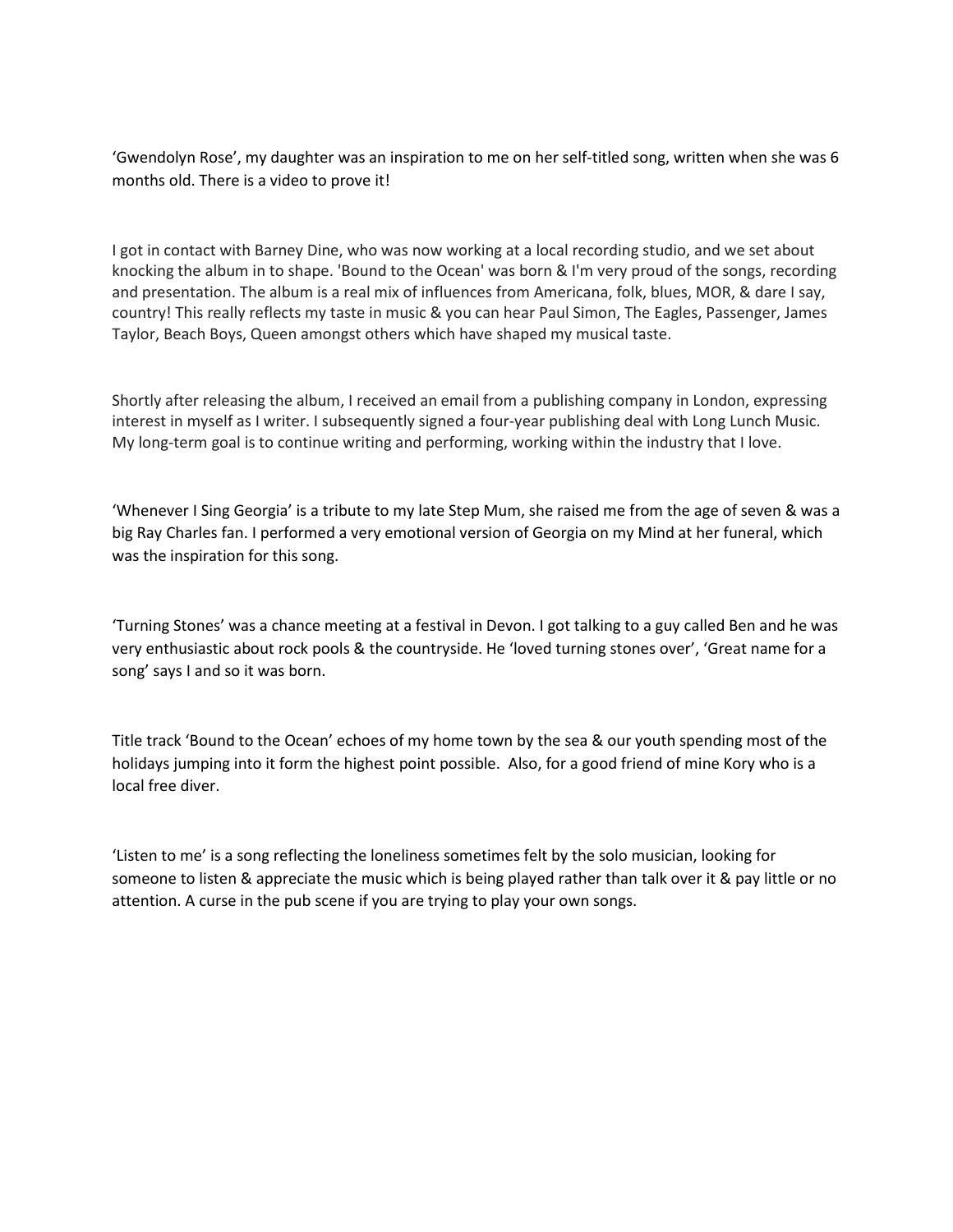'Gwendolyn Rose', my daughter was an inspiration to me on her self-titled song, written when she was 6 months old. There is a video to prove it!

I got in contact with Barney Dine, who was now working at a local recording studio, and we set about knocking the album in to shape. 'Bound to the Ocean' was born & I'm very proud of the songs, recording and presentation. The album is a real mix of influences from Americana, folk, blues, MOR, & dare I say, country! This really reflects my taste in music & you can hear Paul Simon, The Eagles, Passenger, James Taylor, Beach Boys, Queen amongst others which have shaped my musical taste.

Shortly after releasing the album, I received an email from a publishing company in London, expressing interest in myself as I writer. I subsequently signed a four-year publishing deal with Long Lunch Music. My long-term goal is to continue writing and performing, working within the industry that I love.

'Whenever I Sing Georgia' is a tribute to my late Step Mum, she raised me from the age of seven & was a big Ray Charles fan. I performed a very emotional version of Georgia on my Mind at her funeral, which was the inspiration for this song.

'Turning Stones' was a chance meeting at a festival in Devon. I got talking to a guy called Ben and he was very enthusiastic about rock pools & the countryside. He 'loved turning stones over', 'Great name for a song' says I and so it was born.

Title track 'Bound to the Ocean' echoes of my home town by the sea & our youth spending most of the holidays jumping into it form the highest point possible. Also, for a good friend of mine Kory who is a local free diver.

'Listen to me' is a song reflecting the loneliness sometimes felt by the solo musician, looking for someone to listen & appreciate the music which is being played rather than talk over it & pay little or no attention. A curse in the pub scene if you are trying to play your own songs.